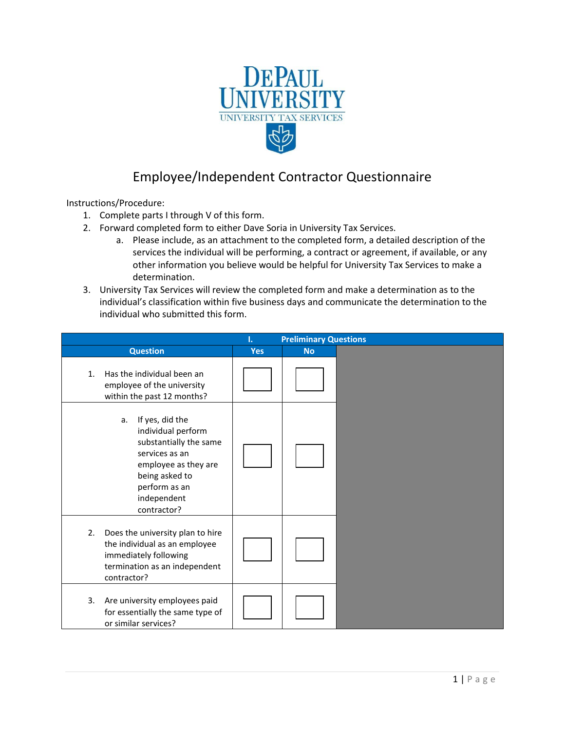DEPAUL UNIVERSITY

UNIVERSITY TAX SERVICES

# Employee/Independent Contractor Questionnaire

Instructions/Procedure:

1. Complete parts I through V of this form.
2. Forward completed form to either Dave Soria in University Tax Services.
   a. Please include, as an attachment to the completed form, a detailed description of the services the individual will be performing, a contract or agreement, if available, or any other information you believe would be helpful for University Tax Services to make a determination.
3. University Tax Services will review the completed form and make a determination as to the individual's classification within five business days and communicate the determination to the individual who submitted this form.

| I. Preliminary Questions | | | |
|---|---|---|---|
| **Question** | **Yes** | **No** | |
| 1. Has the individual been an employee of the university within the past 12 months? | ☐ | ☐ | |
| a. If yes, did the individual perform substantially the same services as an employee as they are being asked to perform as an independent contractor? | ☐ | ☐ | |
| 2. Does the university plan to hire the individual as an employee immediately following termination as an independent contractor? | ☐ | ☐ | |
| 3. Are university employees paid for essentially the same type of or similar services? | ☐ | ☐ | |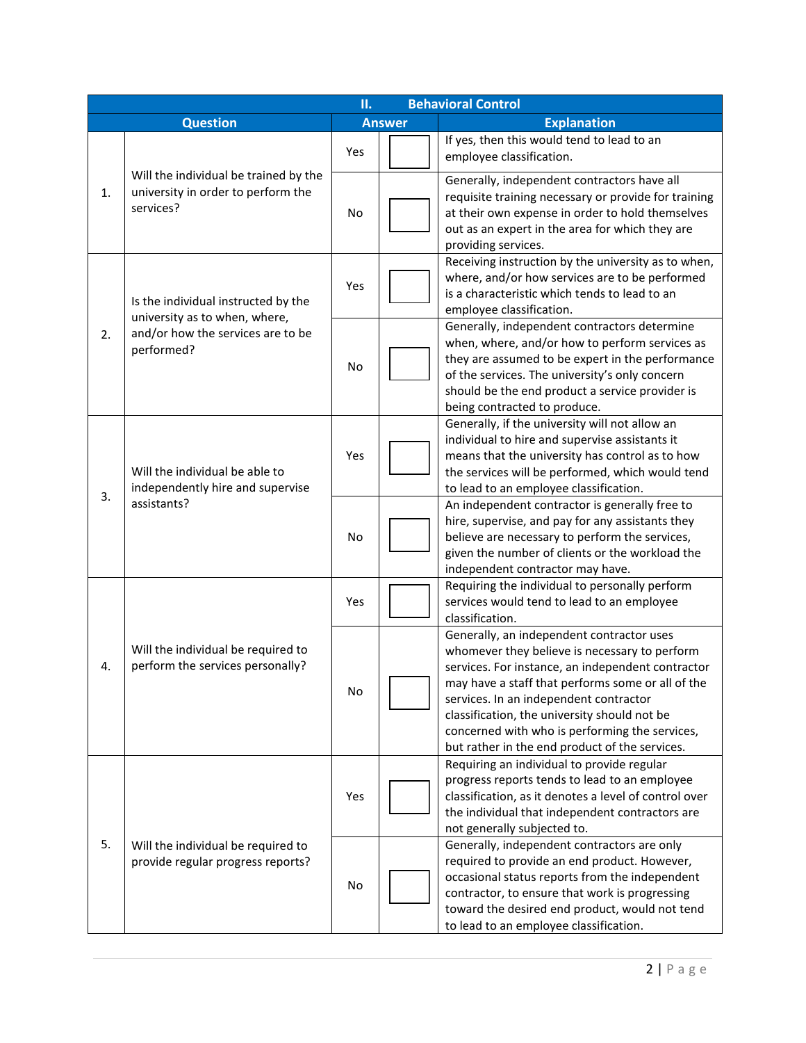| II. Behavioral Control | | | | |
| --- | --- | --- | --- | --- |
| | **Question** | **Answer** | | **Explanation** |
| 1. | Will the individual be trained by the university in order to perform the services? | Yes | ☐ | If yes, then this would tend to lead to an employee classification. |
| | | No | ☐ | Generally, independent contractors have all requisite training necessary or provide for training at their own expense in order to hold themselves out as an expert in the area for which they are providing services. |
| 2. | Is the individual instructed by the university as to when, where, and/or how the services are to be performed? | Yes | ☐ | Receiving instruction by the university as to when, where, and/or how services are to be performed is a characteristic which tends to lead to an employee classification. |
| | | No | ☐ | Generally, independent contractors determine when, where, and/or how to perform services as they are assumed to be expert in the performance of the services. The university's only concern should be the end product a service provider is being contracted to produce. |
| 3. | Will the individual be able to independently hire and supervise assistants? | Yes | ☐ | Generally, if the university will not allow an individual to hire and supervise assistants it means that the university has control as to how the services will be performed, which would tend to lead to an employee classification. |
| | | No | ☐ | An independent contractor is generally free to hire, supervise, and pay for any assistants they believe are necessary to perform the services, given the number of clients or the workload the independent contractor may have. |
| 4. | Will the individual be required to perform the services personally? | Yes | ☐ | Requiring the individual to personally perform services would tend to lead to an employee classification. |
| | | No | ☐ | Generally, an independent contractor uses whomever they believe is necessary to perform services. For instance, an independent contractor may have a staff that performs some or all of the services. In an independent contractor classification, the university should not be concerned with who is performing the services, but rather in the end product of the services. |
| 5. | Will the individual be required to provide regular progress reports? | Yes | ☐ | Requiring an individual to provide regular progress reports tends to lead to an employee classification, as it denotes a level of control over the individual that independent contractors are not generally subjected to. |
| | | No | ☐ | Generally, independent contractors are only required to provide an end product. However, occasional status reports from the independent contractor, to ensure that work is progressing toward the desired end product, would not tend to lead to an employee classification. |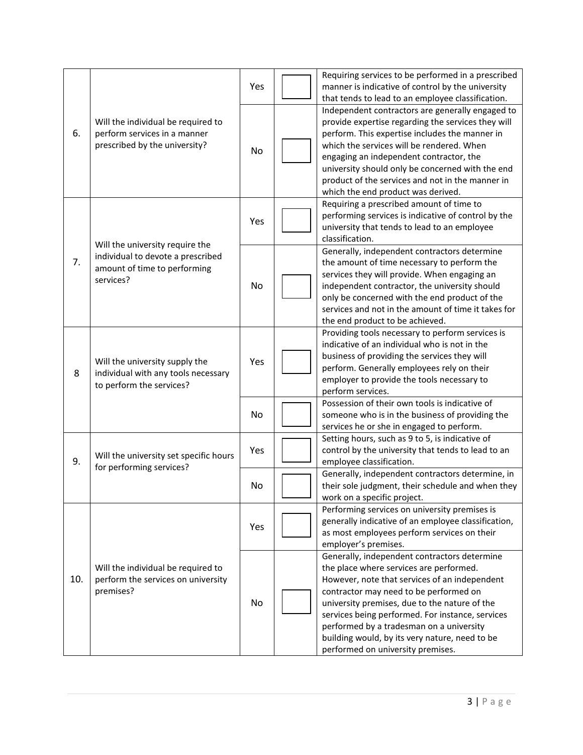| | | | | |
|---|---|---|---|---|
| 6. | Will the individual be required to perform services in a manner prescribed by the university? | Yes | ☐ | Requiring services to be performed in a prescribed manner is indicative of control by the university that tends to lead to an employee classification. |
| | | No | ☐ | Independent contractors are generally engaged to provide expertise regarding the services they will perform. This expertise includes the manner in which the services will be rendered. When engaging an independent contractor, the university should only be concerned with the end product of the services and not in the manner in which the end product was derived. |
| 7. | Will the university require the individual to devote a prescribed amount of time to performing services? | Yes | ☐ | Requiring a prescribed amount of time to performing services is indicative of control by the university that tends to lead to an employee classification. |
| | | No | ☐ | Generally, independent contractors determine the amount of time necessary to perform the services they will provide. When engaging an independent contractor, the university should only be concerned with the end product of the services and not in the amount of time it takes for the end product to be achieved. |
| 8 | Will the university supply the individual with any tools necessary to perform the services? | Yes | ☐ | Providing tools necessary to perform services is indicative of an individual who is not in the business of providing the services they will perform. Generally employees rely on their employer to provide the tools necessary to perform services. |
| | | No | ☐ | Possession of their own tools is indicative of someone who is in the business of providing the services he or she in engaged to perform. |
| 9. | Will the university set specific hours for performing services? | Yes | ☐ | Setting hours, such as 9 to 5, is indicative of control by the university that tends to lead to an employee classification. |
| | | No | ☐ | Generally, independent contractors determine, in their sole judgment, their schedule and when they work on a specific project. |
| 10. | Will the individual be required to perform the services on university premises? | Yes | ☐ | Performing services on university premises is generally indicative of an employee classification, as most employees perform services on their employer's premises. |
| | | No | ☐ | Generally, independent contractors determine the place where services are performed. However, note that services of an independent contractor may need to be performed on university premises, due to the nature of the services being performed. For instance, services performed by a tradesman on a university building would, by its very nature, need to be performed on university premises. |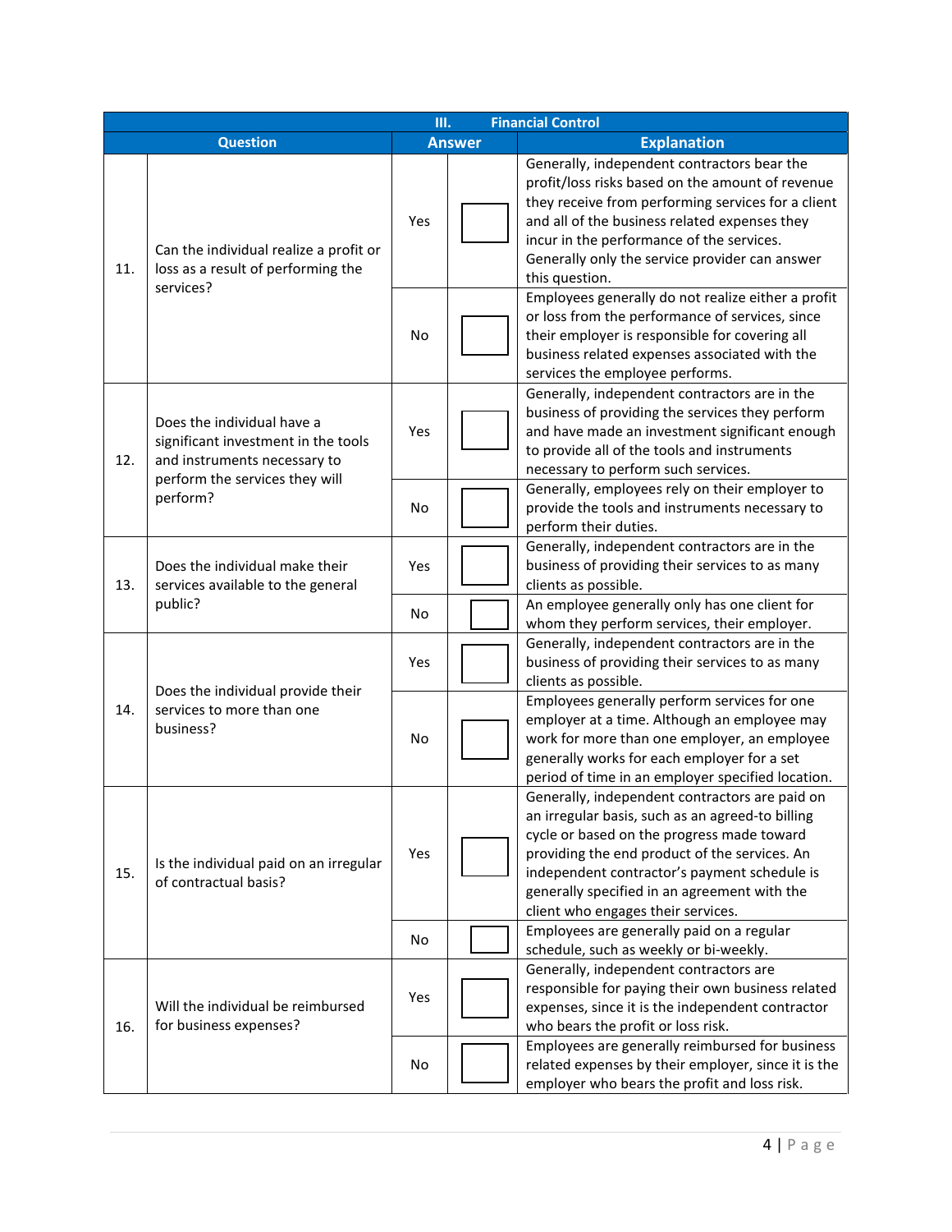| III. Financial Control | | | | |
|---|---|---|---|---|
| **Question** | | **Answer** | | **Explanation** |
| 11. | Can the individual realize a profit or loss as a result of performing the services? | Yes | ☐ | Generally, independent contractors bear the profit/loss risks based on the amount of revenue they receive from performing services for a client and all of the business related expenses they incur in the performance of the services. Generally only the service provider can answer this question. |
| | | No | ☐ | Employees generally do not realize either a profit or loss from the performance of services, since their employer is responsible for covering all business related expenses associated with the services the employee performs. |
| 12. | Does the individual have a significant investment in the tools and instruments necessary to perform the services they will perform? | Yes | ☐ | Generally, independent contractors are in the business of providing the services they perform and have made an investment significant enough to provide all of the tools and instruments necessary to perform such services. |
| | | No | ☐ | Generally, employees rely on their employer to provide the tools and instruments necessary to perform their duties. |
| 13. | Does the individual make their services available to the general public? | Yes | ☐ | Generally, independent contractors are in the business of providing their services to as many clients as possible. |
| | | No | ☐ | An employee generally only has one client for whom they perform services, their employer. |
| 14. | Does the individual provide their services to more than one business? | Yes | ☐ | Generally, independent contractors are in the business of providing their services to as many clients as possible. |
| | | No | ☐ | Employees generally perform services for one employer at a time. Although an employee may work for more than one employer, an employee generally works for each employer for a set period of time in an employer specified location. |
| 15. | Is the individual paid on an irregular of contractual basis? | Yes | ☐ | Generally, independent contractors are paid on an irregular basis, such as an agreed-to billing cycle or based on the progress made toward providing the end product of the services. An independent contractor's payment schedule is generally specified in an agreement with the client who engages their services. |
| | | No | ☐ | Employees are generally paid on a regular schedule, such as weekly or bi-weekly. |
| 16. | Will the individual be reimbursed for business expenses? | Yes | ☐ | Generally, independent contractors are responsible for paying their own business related expenses, since it is the independent contractor who bears the profit or loss risk. |
| | | No | ☐ | Employees are generally reimbursed for business related expenses by their employer, since it is the employer who bears the profit and loss risk. |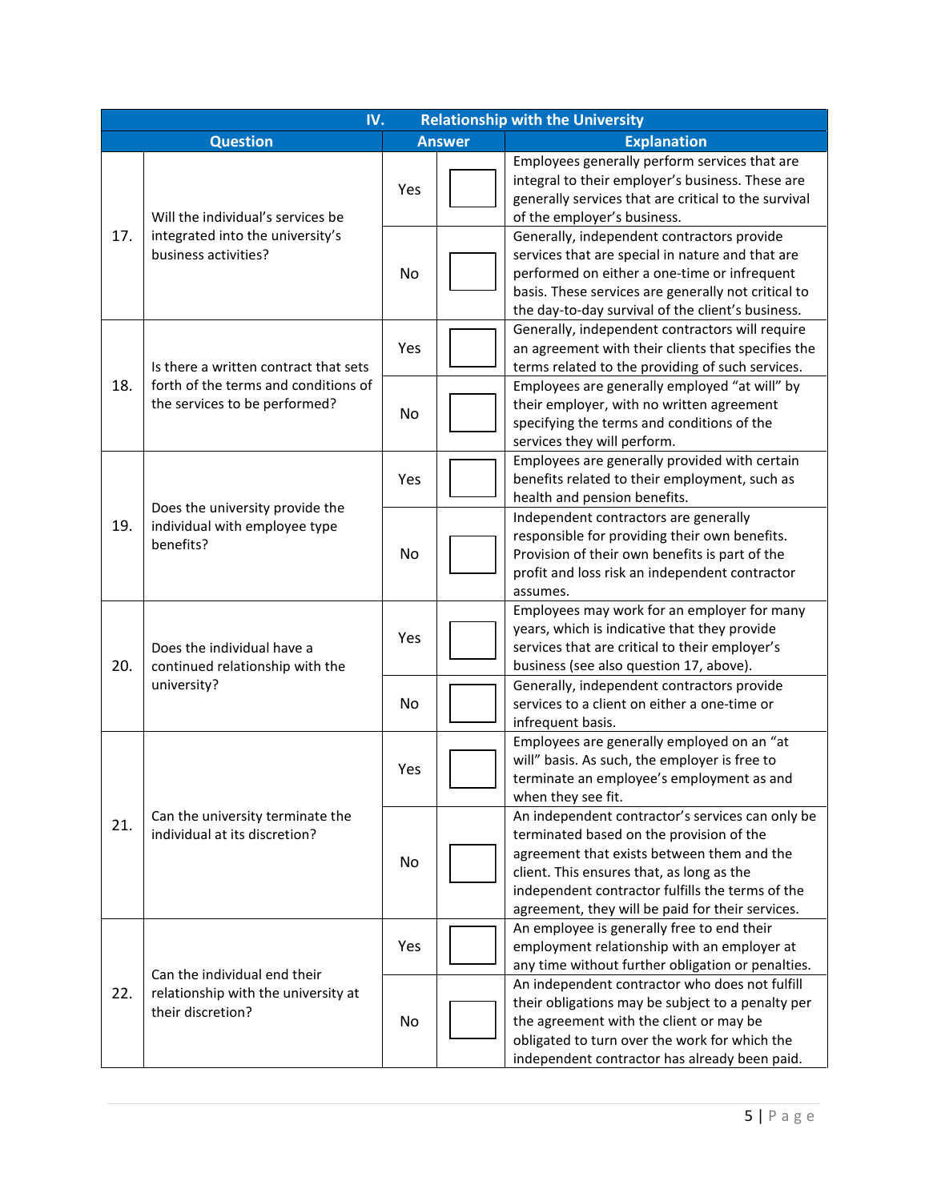| IV. Relationship with the University | | | | |
|---|---|---|---|---|
| **Question** | | **Answer** | | **Explanation** |
| 17. | Will the individual's services be integrated into the university's business activities? | Yes | ☐ | Employees generally perform services that are integral to their employer's business. These are generally services that are critical to the survival of the employer's business. |
| | | No | ☐ | Generally, independent contractors provide services that are special in nature and that are performed on either a one-time or infrequent basis. These services are generally not critical to the day-to-day survival of the client's business. |
| 18. | Is there a written contract that sets forth of the terms and conditions of the services to be performed? | Yes | ☐ | Generally, independent contractors will require an agreement with their clients that specifies the terms related to the providing of such services. |
| | | No | ☐ | Employees are generally employed "at will" by their employer, with no written agreement specifying the terms and conditions of the services they will perform. |
| 19. | Does the university provide the individual with employee type benefits? | Yes | ☐ | Employees are generally provided with certain benefits related to their employment, such as health and pension benefits. |
| | | No | ☐ | Independent contractors are generally responsible for providing their own benefits. Provision of their own benefits is part of the profit and loss risk an independent contractor assumes. |
| 20. | Does the individual have a continued relationship with the university? | Yes | ☐ | Employees may work for an employer for many years, which is indicative that they provide services that are critical to their employer's business (see also question 17, above). |
| | | No | ☐ | Generally, independent contractors provide services to a client on either a one-time or infrequent basis. |
| 21. | Can the university terminate the individual at its discretion? | Yes | ☐ | Employees are generally employed on an "at will" basis. As such, the employer is free to terminate an employee's employment as and when they see fit. |
| | | No | ☐ | An independent contractor's services can only be terminated based on the provision of the agreement that exists between them and the client. This ensures that, as long as the independent contractor fulfills the terms of the agreement, they will be paid for their services. |
| 22. | Can the individual end their relationship with the university at their discretion? | Yes | ☐ | An employee is generally free to end their employment relationship with an employer at any time without further obligation or penalties. |
| | | No | ☐ | An independent contractor who does not fulfill their obligations may be subject to a penalty per the agreement with the client or may be obligated to turn over the work for which the independent contractor has already been paid. |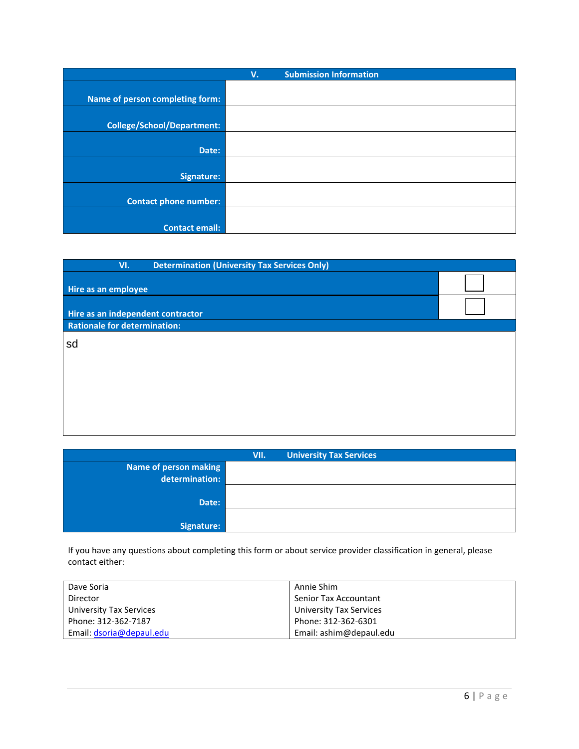| V. Submission Information | |
|---|---|
| **Name of person completing form:** | |
| **College/School/Department:** | |
| **Date:** | |
| **Signature:** | |
| **Contact phone number:** | |
| **Contact email:** | |

| VI. Determination (University Tax Services Only) | |
|---|---|
| **Hire as an employee** | ☐ |
| **Hire as an independent contractor** | ☐ |
| **Rationale for determination:** | |
| sd | |

| VII. University Tax Services | |
|---|---|
| **Name of person making determination:** | |
| **Date:** | |
| **Signature:** | |

If you have any questions about completing this form or about service provider classification in general, please contact either:

| | |
|---|---|
| Dave Soria<br>Director<br>University Tax Services<br>Phone: 312-362-7187<br>Email: dsoria@depaul.edu | Annie Shim<br>Senior Tax Accountant<br>University Tax Services<br>Phone: 312-362-6301<br>Email: ashim@depaul.edu |